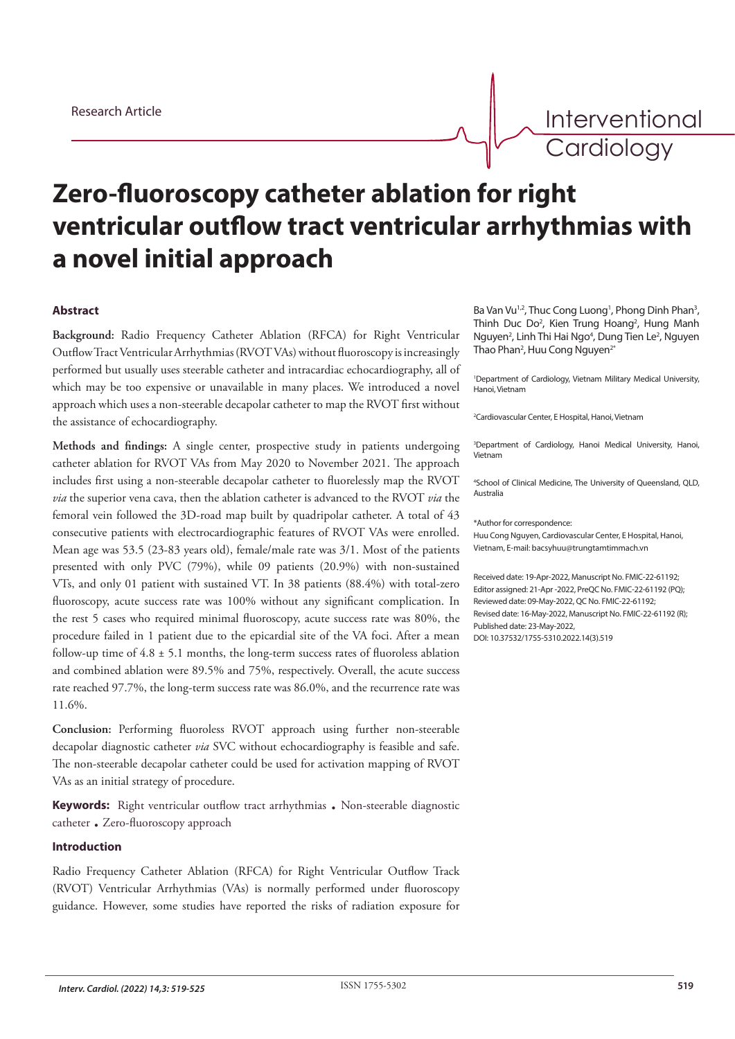Research Article

# Zero-fluoroscopy catheter ablation for right ventricular outflow tract ventricular arrhythmias with a novel initial approach

Ba Van Vu[1,2], Thuc Cong Luong[1], Phong Dinh Phan[3], Thinh Duc Do[2], Kien Trung Hoang[2], Hung Manh Nguyen[2], Linh Thi Hai Ngo[4], Dung Tien Le[2], Nguyen Thao Phan[2], Huu Cong Nguyen[2*]

[1]Department of Cardiology, Vietnam Military Medical University, Hanoi, Vietnam

[2]Cardiovascular Center, E Hospital, Hanoi, Vietnam

[3]Department of Cardiology, Hanoi Medical University, Hanoi, Vietnam

[4]School of Clinical Medicine, The University of Queensland, QLD, Australia

*Author for correspondence:
Huu Cong Nguyen, Cardiovascular Center, E Hospital, Hanoi, Vietnam, E-mail: bacsyhuu@trungtamtimmach.vn

Received date: 19-Apr-2022, Manuscript No. FMIC-22-61192;
Editor assigned: 21-Apr -2022, PreQC No. FMIC-22-61192 (PQ);
Reviewed date: 09-May-2022, QC No. FMIC-22-61192;
Revised date: 16-May-2022, Manuscript No. FMIC-22-61192 (R);
Published date: 23-May-2022,
DOI: 10.37532/1755-5310.2022.14(3).519

### Abstract

**Background:** Radio Frequency Catheter Ablation (RFCA) for Right Ventricular Outflow Tract Ventricular Arrhythmias (RVOT VAs) without fluoroscopy is increasingly performed but usually uses steerable catheter and intracardiac echocardiography, all of which may be too expensive or unavailable in many places. We introduced a novel approach which uses a non-steerable decapolar catheter to map the RVOT first without the assistance of echocardiography.

**Methods and findings:** A single center, prospective study in patients undergoing catheter ablation for RVOT VAs from May 2020 to November 2021. The approach includes first using a non-steerable decapolar catheter to fluorelessly map the RVOT *via* the superior vena cava, then the ablation catheter is advanced to the RVOT *via* the femoral vein followed the 3D-road map built by quadripolar catheter. A total of 43 consecutive patients with electrocardiographic features of RVOT VAs were enrolled. Mean age was 53.5 (23-83 years old), female/male rate was 3/1. Most of the patients presented with only PVC (79%), while 09 patients (20.9%) with non-sustained VTs, and only 01 patient with sustained VT. In 38 patients (88.4%) with total-zero fluoroscopy, acute success rate was 100% without any significant complication. In the rest 5 cases who required minimal fluoroscopy, acute success rate was 80%, the procedure failed in 1 patient due to the epicardial site of the VA foci. After a mean follow-up time of 4.8 ± 5.1 months, the long-term success rates of fluoroless ablation and combined ablation were 89.5% and 75%, respectively. Overall, the acute success rate reached 97.7%, the long-term success rate was 86.0%, and the recurrence rate was 11.6%.

**Conclusion:** Performing fluoroless RVOT approach using further non-steerable decapolar diagnostic catheter *via* SVC without echocardiography is feasible and safe. The non-steerable decapolar catheter could be used for activation mapping of RVOT VAs as an initial strategy of procedure.

**Keywords:** Right ventricular outflow tract arrhythmias • Non-steerable diagnostic catheter • Zero-fluoroscopy approach

### Introduction

Radio Frequency Catheter Ablation (RFCA) for Right Ventricular Outflow Track (RVOT) Ventricular Arrhythmias (VAs) is normally performed under fluoroscopy guidance. However, some studies have reported the risks of radiation exposure for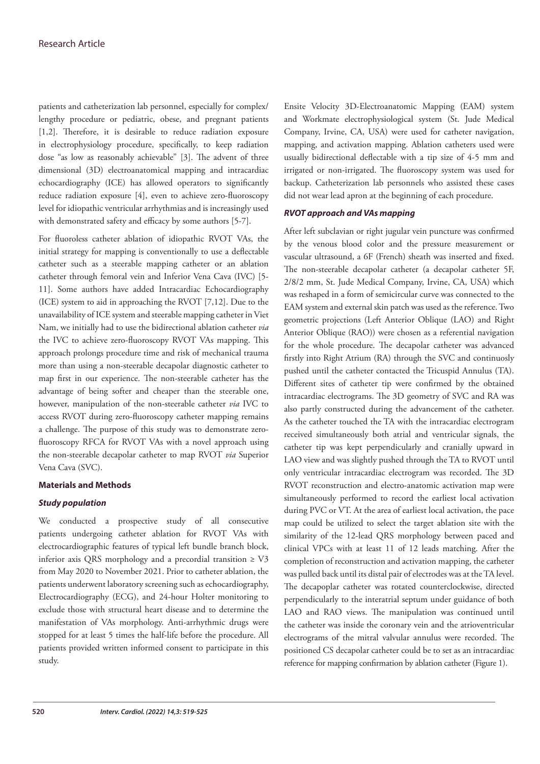patients and catheterization lab personnel, especially for complex/lengthy procedure or pediatric, obese, and pregnant patients [1,2]. Therefore, it is desirable to reduce radiation exposure in electrophysiology procedure, specifically, to keep radiation dose "as low as reasonably achievable" [3]. The advent of three dimensional (3D) electroanatomical mapping and intracardiac echocardiography (ICE) has allowed operators to significantly reduce radiation exposure [4], even to achieve zero-fluoroscopy level for idiopathic ventricular arrhythmias and is increasingly used with demonstrated safety and efficacy by some authors [5-7].

For fluoroless catheter ablation of idiopathic RVOT VAs, the initial strategy for mapping is conventionally to use a deflectable catheter such as a steerable mapping catheter or an ablation catheter through femoral vein and Inferior Vena Cava (IVC) [5-11]. Some authors have added Intracardiac Echocardiography (ICE) system to aid in approaching the RVOT [7,12]. Due to the unavailability of ICE system and steerable mapping catheter in Viet Nam, we initially had to use the bidirectional ablation catheter *via* the IVC to achieve zero-fluoroscopy RVOT VAs mapping. This approach prolongs procedure time and risk of mechanical trauma more than using a non-steerable decapolar diagnostic catheter to map first in our experience. The non-steerable catheter has the advantage of being softer and cheaper than the steerable one, however, manipulation of the non-steerable catheter *via* IVC to access RVOT during zero-fluoroscopy catheter mapping remains a challenge. The purpose of this study was to demonstrate zero-fluoroscopy RFCA for RVOT VAs with a novel approach using the non-steerable decapolar catheter to map RVOT *via* Superior Vena Cava (SVC).

## Materials and Methods

### Study population

We conducted a prospective study of all consecutive patients undergoing catheter ablation for RVOT VAs with electrocardiographic features of typical left bundle branch block, inferior axis QRS morphology and a precordial transition ≥ V3 from May 2020 to November 2021. Prior to catheter ablation, the patients underwent laboratory screening such as echocardiography, Electrocardiography (ECG), and 24-hour Holter monitoring to exclude those with structural heart disease and to determine the manifestation of VAs morphology. Anti-arrhythmic drugs were stopped for at least 5 times the half-life before the procedure. All patients provided written informed consent to participate in this study.

Ensite Velocity 3D-Electroanatomic Mapping (EAM) system and Workmate electrophysiological system (St. Jude Medical Company, Irvine, CA, USA) were used for catheter navigation, mapping, and activation mapping. Ablation catheters used were usually bidirectional deflectable with a tip size of 4-5 mm and irrigated or non-irrigated. The fluoroscopy system was used for backup. Catheterization lab personnels who assisted these cases did not wear lead apron at the beginning of each procedure.

### RVOT approach and VAs mapping

After left subclavian or right jugular vein puncture was confirmed by the venous blood color and the pressure measurement or vascular ultrasound, a 6F (French) sheath was inserted and fixed. The non-steerable decapolar catheter (a decapolar catheter 5F, 2/8/2 mm, St. Jude Medical Company, Irvine, CA, USA) which was reshaped in a form of semicircular curve was connected to the EAM system and external skin patch was used as the reference. Two geometric projections (Left Anterior Oblique (LAO) and Right Anterior Oblique (RAO)) were chosen as a referential navigation for the whole procedure. The decapolar catheter was advanced firstly into Right Atrium (RA) through the SVC and continuosly pushed until the catheter contacted the Tricuspid Annulus (TA). Different sites of catheter tip were confirmed by the obtained intracardiac electrograms. The 3D geometry of SVC and RA was also partly constructed during the advancement of the catheter. As the catheter touched the TA with the intracardiac electrogram received simultaneously both atrial and ventricular signals, the catheter tip was kept perpendicularly and cranially upward in LAO view and was slightly pushed through the TA to RVOT until only ventricular intracardiac electrogram was recorded. The 3D RVOT reconstruction and electro-anatomic activation map were simultaneously performed to record the earliest local activation during PVC or VT. At the area of earliest local activation, the pace map could be utilized to select the target ablation site with the similarity of the 12-lead QRS morphology between paced and clinical VPCs with at least 11 of 12 leads matching. After the completion of reconstruction and activation mapping, the catheter was pulled back until its distal pair of electrodes was at the TA level. The decapoplar catheter was rotated counterclockwise, directed perpendicularly to the interatrial septum under guidance of both LAO and RAO views. The manipulation was continued until the catheter was inside the coronary vein and the atrioventricular electrograms of the mitral valvular annulus were recorded. The positioned CS decapolar catheter could be to set as an intracardiac reference for mapping confirmation by ablation catheter (Figure 1).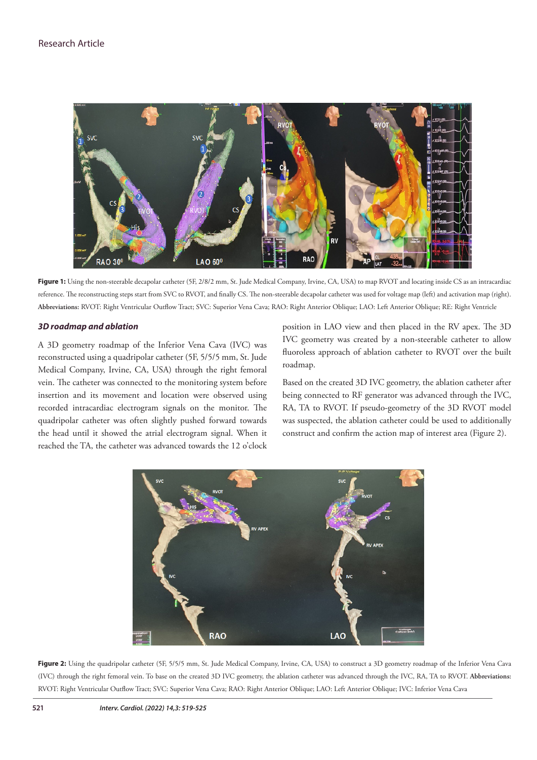**Figure 1:** Using the non-steerable decapolar catheter (5F, 2/8/2 mm, St. Jude Medical Company, Irvine, CA, USA) to map RVOT and locating inside CS as an intracardiac reference. The reconstructing steps start from SVC to RVOT, and finally CS. The non-steerable decapolar catheter was used for voltage map (left) and activation map (right). **Abbreviations:** RVOT: Right Ventricular Outflow Tract; SVC: Superior Vena Cava; RAO: Right Anterior Oblique; LAO: Left Anterior Oblique; RE: Right Ventricle

### *3D roadmap and ablation*

A 3D geometry roadmap of the Inferior Vena Cava (IVC) was reconstructed using a quadripolar catheter (5F, 5/5/5 mm, St. Jude Medical Company, Irvine, CA, USA) through the right femoral vein. The catheter was connected to the monitoring system before insertion and its movement and location were observed using recorded intracardiac electrogram signals on the monitor. The quadripolar catheter was often slightly pushed forward towards the head until it showed the atrial electrogram signal. When it reached the TA, the catheter was advanced towards the 12 o'clock position in LAO view and then placed in the RV apex. The 3D IVC geometry was created by a non-steerable catheter to allow fluoroless approach of ablation catheter to RVOT over the built roadmap.

Based on the created 3D IVC geometry, the ablation catheter after being connected to RF generator was advanced through the IVC, RA, TA to RVOT. If pseudo-geometry of the 3D RVOT model was suspected, the ablation catheter could be used to additionally construct and confirm the action map of interest area (Figure 2).

**Figure 2:** Using the quadripolar catheter (5F, 5/5/5 mm, St. Jude Medical Company, Irvine, CA, USA) to construct a 3D geometry roadmap of the Inferior Vena Cava (IVC) through the right femoral vein. To base on the created 3D IVC geometry, the ablation catheter was advanced through the IVC, RA, TA to RVOT. **Abbreviations:** RVOT: Right Ventricular Outflow Tract; SVC: Superior Vena Cava; RAO: Right Anterior Oblique; LAO: Left Anterior Oblique; IVC: Inferior Vena Cava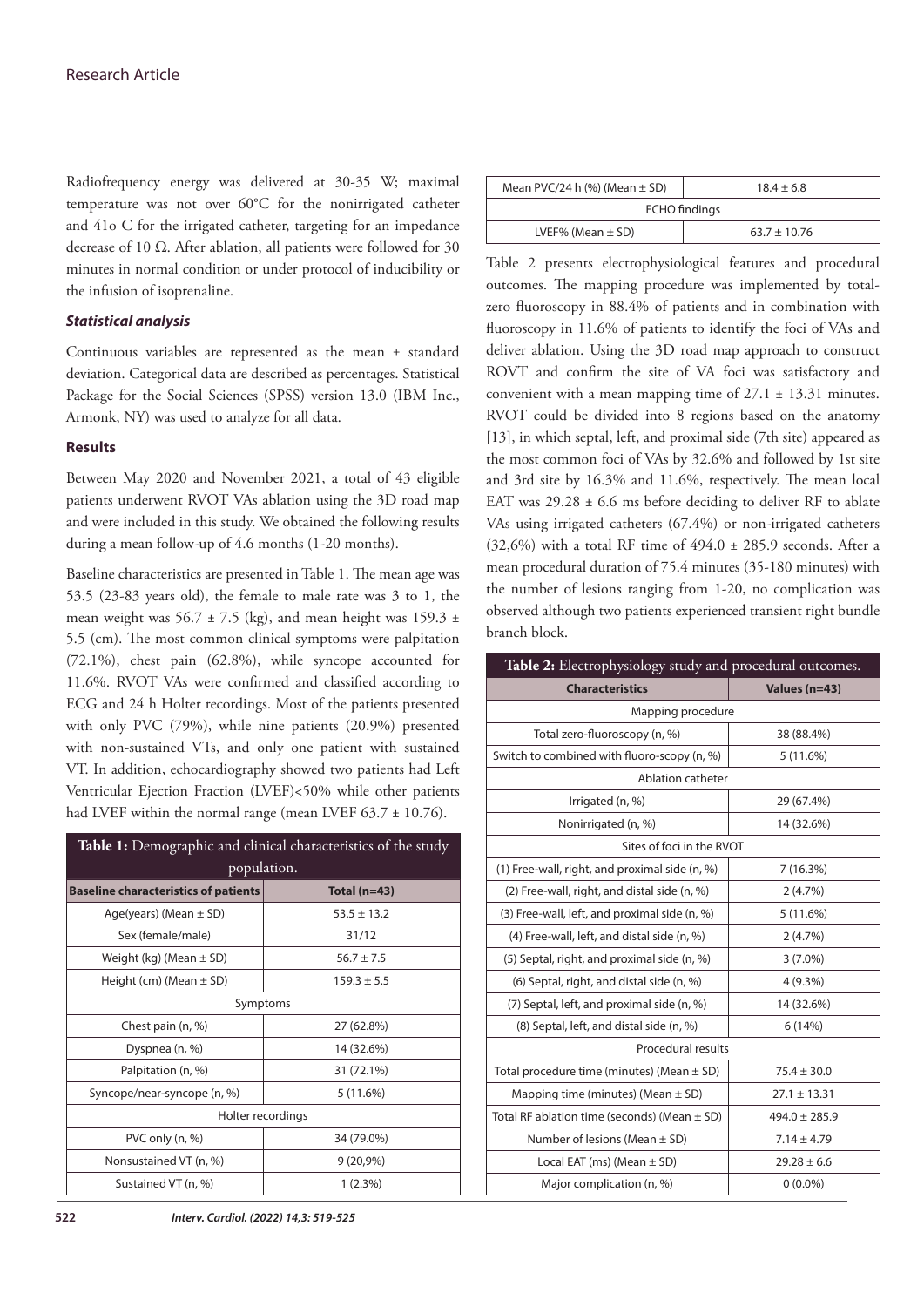Radiofrequency energy was delivered at 30-35 W; maximal temperature was not over 60°C for the nonirrigated catheter and 41o C for the irrigated catheter, targeting for an impedance decrease of 10 Ω. After ablation, all patients were followed for 30 minutes in normal condition or under protocol of inducibility or the infusion of isoprenaline.

***Statistical analysis***

Continuous variables are represented as the mean ± standard deviation. Categorical data are described as percentages. Statistical Package for the Social Sciences (SPSS) version 13.0 (IBM Inc., Armonk, NY) was used to analyze for all data.

### Results

Between May 2020 and November 2021, a total of 43 eligible patients underwent RVOT VAs ablation using the 3D road map and were included in this study. We obtained the following results during a mean follow-up of 4.6 months (1-20 months).

Baseline characteristics are presented in Table 1. The mean age was 53.5 (23-83 years old), the female to male rate was 3 to 1, the mean weight was 56.7 ± 7.5 (kg), and mean height was 159.3 ± 5.5 (cm). The most common clinical symptoms were palpitation (72.1%), chest pain (62.8%), while syncope accounted for 11.6%. RVOT VAs were confirmed and classified according to ECG and 24 h Holter recordings. Most of the patients presented with only PVC (79%), while nine patients (20.9%) presented with non-sustained VTs, and only one patient with sustained VT. In addition, echocardiography showed two patients had Left Ventricular Ejection Fraction (LVEF)<50% while other patients had LVEF within the normal range (mean LVEF 63.7 ± 10.76).

**Table 1:** Demographic and clinical characteristics of the study population.

| Baseline characteristics of patients | Total (n=43) |
|---|---|
| Age(years) (Mean ± SD) | 53.5 ± 13.2 |
| Sex (female/male) | 31/12 |
| Weight (kg) (Mean ± SD) | 56.7 ± 7.5 |
| Height (cm) (Mean ± SD) | 159.3 ± 5.5 |
| Symptoms | |
| Chest pain (n, %) | 27 (62.8%) |
| Dyspnea (n, %) | 14 (32.6%) |
| Palpitation (n, %) | 31 (72.1%) |
| Syncope/near-syncope (n, %) | 5 (11.6%) |
| Holter recordings | |
| PVC only (n, %) | 34 (79.0%) |
| Nonsustained VT (n, %) | 9 (20,9%) |
| Sustained VT (n, %) | 1 (2.3%) |
| Mean PVC/24 h (%) (Mean ± SD) | 18.4 ± 6.8 |
| ECHO findings | |
| LVEF% (Mean ± SD) | 63.7 ± 10.76 |

Table 2 presents electrophysiological features and procedural outcomes. The mapping procedure was implemented by total-zero fluoroscopy in 88.4% of patients and in combination with fluoroscopy in 11.6% of patients to identify the foci of VAs and deliver ablation. Using the 3D road map approach to construct ROVT and confirm the site of VA foci was satisfactory and convenient with a mean mapping time of 27.1 ± 13.31 minutes. RVOT could be divided into 8 regions based on the anatomy [13], in which septal, left, and proximal side (7th site) appeared as the most common foci of VAs by 32.6% and followed by 1st site and 3rd site by 16.3% and 11.6%, respectively. The mean local EAT was 29.28 ± 6.6 ms before deciding to deliver RF to ablate VAs using irrigated catheters (67.4%) or non-irrigated catheters (32,6%) with a total RF time of 494.0 ± 285.9 seconds. After a mean procedural duration of 75.4 minutes (35-180 minutes) with the number of lesions ranging from 1-20, no complication was observed although two patients experienced transient right bundle branch block.

**Table 2:** Electrophysiology study and procedural outcomes.

| Characteristics | Values (n=43) |
|---|---|
| Mapping procedure | |
| Total zero-fluoroscopy (n, %) | 38 (88.4%) |
| Switch to combined with fluoro-scopy (n, %) | 5 (11.6%) |
| Ablation catheter | |
| Irrigated (n, %) | 29 (67.4%) |
| Nonirrigated (n, %) | 14 (32.6%) |
| Sites of foci in the RVOT | |
| (1) Free-wall, right, and proximal side (n, %) | 7 (16.3%) |
| (2) Free-wall, right, and distal side (n, %) | 2 (4.7%) |
| (3) Free-wall, left, and proximal side (n, %) | 5 (11.6%) |
| (4) Free-wall, left, and distal side (n, %) | 2 (4.7%) |
| (5) Septal, right, and proximal side (n, %) | 3 (7.0%) |
| (6) Septal, right, and distal side (n, %) | 4 (9.3%) |
| (7) Septal, left, and proximal side (n, %) | 14 (32.6%) |
| (8) Septal, left, and distal side (n, %) | 6 (14%) |
| Procedural results | |
| Total procedure time (minutes) (Mean ± SD) | 75.4 ± 30.0 |
| Mapping time (minutes) (Mean ± SD) | 27.1 ± 13.31 |
| Total RF ablation time (seconds) (Mean ± SD) | 494.0 ± 285.9 |
| Number of lesions (Mean ± SD) | 7.14 ± 4.79 |
| Local EAT (ms) (Mean ± SD) | 29.28 ± 6.6 |
| Major complication (n, %) | 0 (0.0%) |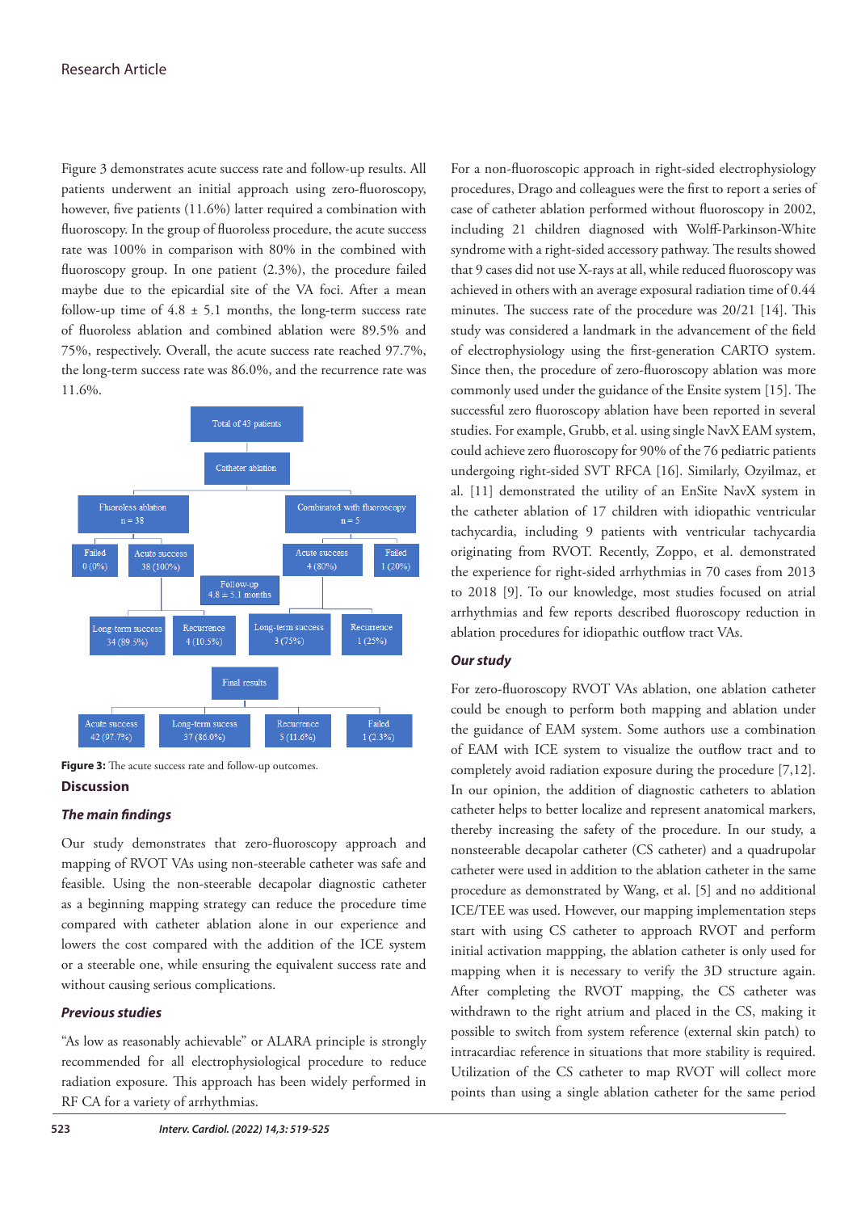Figure 3 demonstrates acute success rate and follow-up results. All patients underwent an initial approach using zero-fluoroscopy, however, five patients (11.6%) latter required a combination with fluoroscopy. In the group of fluoroless procedure, the acute success rate was 100% in comparison with 80% in the combined with fluoroscopy group. In one patient (2.3%), the procedure failed maybe due to the epicardial site of the VA foci. After a mean follow-up time of 4.8 ± 5.1 months, the long-term success rate of fluoroless ablation and combined ablation were 89.5% and 75%, respectively. Overall, the acute success rate reached 97.7%, the long-term success rate was 86.0%, and the recurrence rate was 11.6%.

Total of 43 patients

Catheter ablation

Fluoroless ablation n = 38 | Combinated with fluoroscopy n = 5

Failed 0 (0%) | Acute success 38 (100%) | Acute success 4 (80%) | Failed 1 (20%)

Follow-up 4.8 ± 5.1 months

Long-term success 34 (89.5%) | Recurrence 4 (10.5%) | Long-term success 3 (75%) | Recurrence 1 (25%)

Final results

Acute success 42 (97.7%) | Long-term success 37 (86.0%) | Recurrence 5 (11.6%) | Failed 1 (2.3%)

**Figure 3:** The acute success rate and follow-up outcomes.

## Discussion

### The main findings

Our study demonstrates that zero-fluoroscopy approach and mapping of RVOT VAs using non-steerable catheter was safe and feasible. Using the non-steerable decapolar diagnostic catheter as a beginning mapping strategy can reduce the procedure time compared with catheter ablation alone in our experience and lowers the cost compared with the addition of the ICE system or a steerable one, while ensuring the equivalent success rate and without causing serious complications.

### Previous studies

"As low as reasonably achievable" or ALARA principle is strongly recommended for all electrophysiological procedure to reduce radiation exposure. This approach has been widely performed in RF CA for a variety of arrhythmias.

For a non-fluoroscopic approach in right-sided electrophysiology procedures, Drago and colleagues were the first to report a series of case of catheter ablation performed without fluoroscopy in 2002, including 21 children diagnosed with Wolff-Parkinson-White syndrome with a right-sided accessory pathway. The results showed that 9 cases did not use X-rays at all, while reduced fluoroscopy was achieved in others with an average exposural radiation time of 0.44 minutes. The success rate of the procedure was 20/21 [14]. This study was considered a landmark in the advancement of the field of electrophysiology using the first-generation CARTO system. Since then, the procedure of zero-fluoroscopy ablation was more commonly used under the guidance of the Ensite system [15]. The successful zero fluoroscopy ablation have been reported in several studies. For example, Grubb, et al. using single NavX EAM system, could achieve zero fluoroscopy for 90% of the 76 pediatric patients undergoing right-sided SVT RFCA [16]. Similarly, Ozyilmaz, et al. [11] demonstrated the utility of an EnSite NavX system in the catheter ablation of 17 children with idiopathic ventricular tachycardia, including 9 patients with ventricular tachycardia originating from RVOT. Recently, Zoppo, et al. demonstrated the experience for right-sided arrhythmias in 70 cases from 2013 to 2018 [9]. To our knowledge, most studies focused on atrial arrhythmias and few reports described fluoroscopy reduction in ablation procedures for idiopathic outflow tract VAs.

### Our study

For zero-fluoroscopy RVOT VAs ablation, one ablation catheter could be enough to perform both mapping and ablation under the guidance of EAM system. Some authors use a combination of EAM with ICE system to visualize the outflow tract and to completely avoid radiation exposure during the procedure [7,12]. In our opinion, the addition of diagnostic catheters to ablation catheter helps to better localize and represent anatomical markers, thereby increasing the safety of the procedure. In our study, a nonsteerable decapolar catheter (CS catheter) and a quadrupolar catheter were used in addition to the ablation catheter in the same procedure as demonstrated by Wang, et al. [5] and no additional ICE/TEE was used. However, our mapping implementation steps start with using CS catheter to approach RVOT and perform initial activation mappping, the ablation catheter is only used for mapping when it is necessary to verify the 3D structure again. After completing the RVOT mapping, the CS catheter was withdrawn to the right atrium and placed in the CS, making it possible to switch from system reference (external skin patch) to intracardiac reference in situations that more stability is required. Utilization of the CS catheter to map RVOT will collect more points than using a single ablation catheter for the same period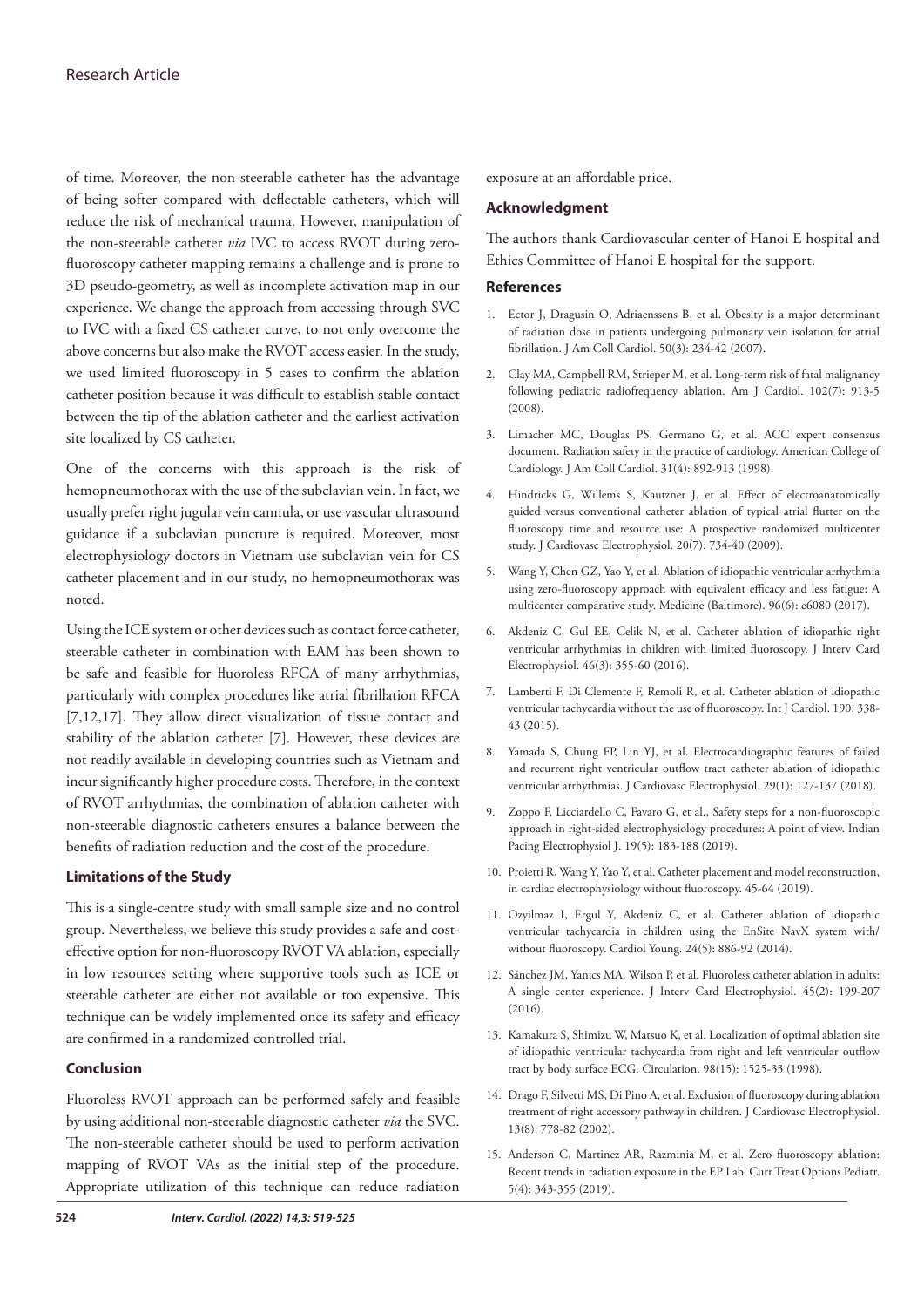of time. Moreover, the non-steerable catheter has the advantage of being softer compared with deflectable catheters, which will reduce the risk of mechanical trauma. However, manipulation of the non-steerable catheter *via* IVC to access RVOT during zero-fluoroscopy catheter mapping remains a challenge and is prone to 3D pseudo-geometry, as well as incomplete activation map in our experience. We change the approach from accessing through SVC to IVC with a fixed CS catheter curve, to not only overcome the above concerns but also make the RVOT access easier. In the study, we used limited fluoroscopy in 5 cases to confirm the ablation catheter position because it was difficult to establish stable contact between the tip of the ablation catheter and the earliest activation site localized by CS catheter.

One of the concerns with this approach is the risk of hemopneumothorax with the use of the subclavian vein. In fact, we usually prefer right jugular vein cannula, or use vascular ultrasound guidance if a subclavian puncture is required. Moreover, most electrophysiology doctors in Vietnam use subclavian vein for CS catheter placement and in our study, no hemopneumothorax was noted.

Using the ICE system or other devices such as contact force catheter, steerable catheter in combination with EAM has been shown to be safe and feasible for fluoroless RFCA of many arrhythmias, particularly with complex procedures like atrial fibrillation RFCA [7,12,17]. They allow direct visualization of tissue contact and stability of the ablation catheter [7]. However, these devices are not readily available in developing countries such as Vietnam and incur significantly higher procedure costs. Therefore, in the context of RVOT arrhythmias, the combination of ablation catheter with non-steerable diagnostic catheters ensures a balance between the benefits of radiation reduction and the cost of the procedure.

### Limitations of the Study

This is a single-centre study with small sample size and no control group. Nevertheless, we believe this study provides a safe and cost-effective option for non-fluoroscopy RVOT VA ablation, especially in low resources setting where supportive tools such as ICE or steerable catheter are either not available or too expensive. This technique can be widely implemented once its safety and efficacy are confirmed in a randomized controlled trial.

### Conclusion

Fluoroless RVOT approach can be performed safely and feasible by using additional non-steerable diagnostic catheter *via* the SVC. The non-steerable catheter should be used to perform activation mapping of RVOT VAs as the initial step of the procedure. Appropriate utilization of this technique can reduce radiation exposure at an affordable price.

### Acknowledgment

The authors thank Cardiovascular center of Hanoi E hospital and Ethics Committee of Hanoi E hospital for the support.

### References

1. Ector J, Dragusin O, Adriaenssens B, et al. Obesity is a major determinant of radiation dose in patients undergoing pulmonary vein isolation for atrial fibrillation. J Am Coll Cardiol. 50(3): 234-42 (2007).
2. Clay MA, Campbell RM, Strieper M, et al. Long-term risk of fatal malignancy following pediatric radiofrequency ablation. Am J Cardiol. 102(7): 913-5 (2008).
3. Limacher MC, Douglas PS, Germano G, et al. ACC expert consensus document. Radiation safety in the practice of cardiology. American College of Cardiology. J Am Coll Cardiol. 31(4): 892-913 (1998).
4. Hindricks G, Willems S, Kautzner J, et al. Effect of electroanatomically guided versus conventional catheter ablation of typical atrial flutter on the fluoroscopy time and resource use: A prospective randomized multicenter study. J Cardiovasc Electrophysiol. 20(7): 734-40 (2009).
5. Wang Y, Chen GZ, Yao Y, et al. Ablation of idiopathic ventricular arrhythmia using zero-fluoroscopy approach with equivalent efficacy and less fatigue: A multicenter comparative study. Medicine (Baltimore). 96(6): e6080 (2017).
6. Akdeniz C, Gul EE, Celik N, et al. Catheter ablation of idiopathic right ventricular arrhythmias in children with limited fluoroscopy. J Interv Card Electrophysiol. 46(3): 355-60 (2016).
7. Lamberti F, Di Clemente F, Remoli R, et al. Catheter ablation of idiopathic ventricular tachycardia without the use of fluoroscopy. Int J Cardiol. 190: 338-43 (2015).
8. Yamada S, Chung FP, Lin YJ, et al. Electrocardiographic features of failed and recurrent right ventricular outflow tract catheter ablation of idiopathic ventricular arrhythmias. J Cardiovasc Electrophysiol. 29(1): 127-137 (2018).
9. Zoppo F, Licciardello C, Favaro G, et al., Safety steps for a non-fluoroscopic approach in right-sided electrophysiology procedures: A point of view. Indian Pacing Electrophysiol J. 19(5): 183-188 (2019).
10. Proietti R, Wang Y, Yao Y, et al. Catheter placement and model reconstruction, in cardiac electrophysiology without fluoroscopy. 45-64 (2019).
11. Ozyilmaz I, Ergul Y, Akdeniz C, et al. Catheter ablation of idiopathic ventricular tachycardia in children using the EnSite NavX system with/without fluoroscopy. Cardiol Young. 24(5): 886-92 (2014).
12. Sánchez JM, Yanics MA, Wilson P, et al. Fluoroless catheter ablation in adults: A single center experience. J Interv Card Electrophysiol. 45(2): 199-207 (2016).
13. Kamakura S, Shimizu W, Matsuo K, et al. Localization of optimal ablation site of idiopathic ventricular tachycardia from right and left ventricular outflow tract by body surface ECG. Circulation. 98(15): 1525-33 (1998).
14. Drago F, Silvetti MS, Di Pino A, et al. Exclusion of fluoroscopy during ablation treatment of right accessory pathway in children. J Cardiovasc Electrophysiol. 13(8): 778-82 (2002).
15. Anderson C, Martinez AR, Razminia M, et al. Zero fluoroscopy ablation: Recent trends in radiation exposure in the EP Lab. Curr Treat Options Pediatr. 5(4): 343-355 (2019).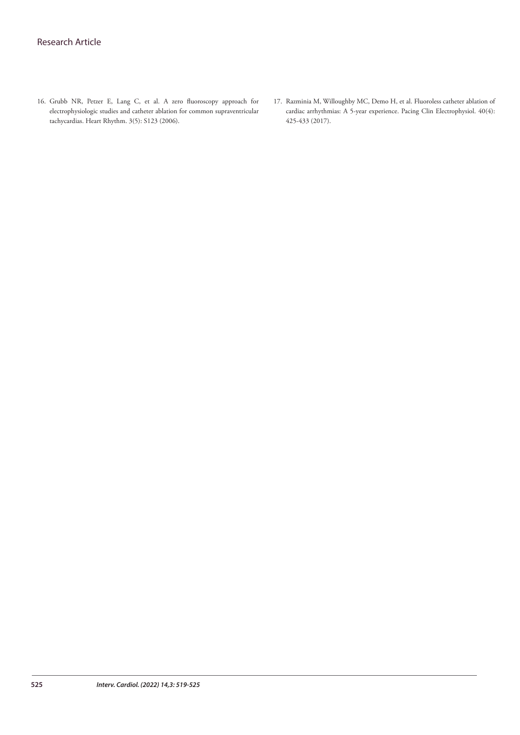16. Grubb NR, Petzer E, Lang C, et al. A zero fluoroscopy approach for electrophysiologic studies and catheter ablation for common supraventricular tachycardias. Heart Rhythm. 3(5): S123 (2006).

17. Razminia M, Willoughby MC, Demo H, et al. Fluoroless catheter ablation of cardiac arrhythmias: A 5-year experience. Pacing Clin Electrophysiol. 40(4): 425-433 (2017).